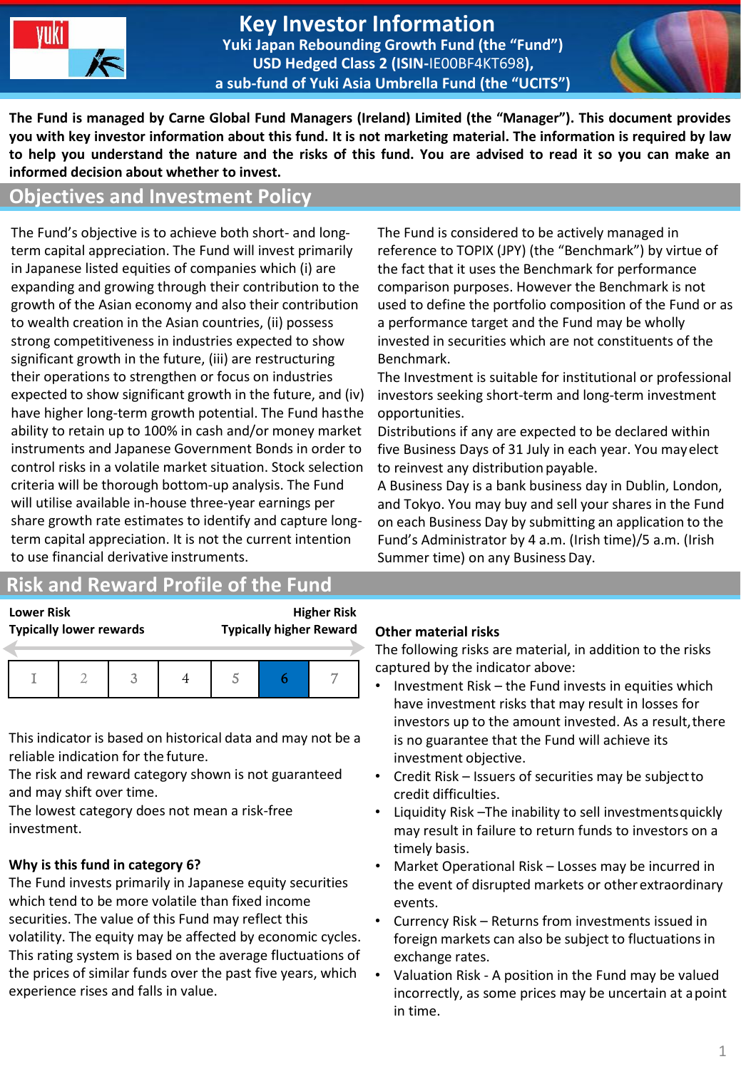# Key Investor Information

**Yuki Japan Rebounding Growth Fund (the "Fund")**
**USD Hedged Class 2 (ISIN-IE00BF4KT698),**
**a sub-fund of Yuki Asia Umbrella Fund (the "UCITS")**

**The Fund is managed by Carne Global Fund Managers (Ireland) Limited (the "Manager"). This document provides you with key investor information about this fund. It is not marketing material. The information is required by law to help you understand the nature and the risks of this fund. You are advised to read it so you can make an informed decision about whether to invest.**

## Objectives and Investment Policy

The Fund's objective is to achieve both short- and long-term capital appreciation. The Fund will invest primarily in Japanese listed equities of companies which (i) are expanding and growing through their contribution to the growth of the Asian economy and also their contribution to wealth creation in the Asian countries, (ii) possess strong competitiveness in industries expected to show significant growth in the future, (iii) are restructuring their operations to strengthen or focus on industries expected to show significant growth in the future, and (iv) have higher long-term growth potential. The Fund has the ability to retain up to 100% in cash and/or money market instruments and Japanese Government Bonds in order to control risks in a volatile market situation. Stock selection criteria will be thorough bottom-up analysis. The Fund will utilise available in-house three-year earnings per share growth rate estimates to identify and capture long-term capital appreciation. It is not the current intention to use financial derivative instruments.

The Fund is considered to be actively managed in reference to TOPIX (JPY) (the "Benchmark") by virtue of the fact that it uses the Benchmark for performance comparison purposes. However the Benchmark is not used to define the portfolio composition of the Fund or as a performance target and the Fund may be wholly invested in securities which are not constituents of the Benchmark.

The Investment is suitable for institutional or professional investors seeking short-term and long-term investment opportunities.

Distributions if any are expected to be declared within five Business Days of 31 July in each year. You may elect to reinvest any distribution payable.

A Business Day is a bank business day in Dublin, London, and Tokyo. You may buy and sell your shares in the Fund on each Business Day by submitting an application to the Fund's Administrator by 4 a.m. (Irish time)/5 a.m. (Irish Summer time) on any Business Day.

## Risk and Reward Profile of the Fund

| **Lower Risk**<br>**Typically lower rewards** | | | | | | **Higher Risk**<br>**Typically higher Reward** |
|---|---|---|---|---|---|---|
| 1 | 2 | 3 | 4 | 5 | **6** | 7 |

This indicator is based on historical data and may not be a reliable indication for the future.
The risk and reward category shown is not guaranteed and may shift over time.
The lowest category does not mean a risk-free investment.

### Why is this fund in category 6?

The Fund invests primarily in Japanese equity securities which tend to be more volatile than fixed income securities. The value of this Fund may reflect this volatility. The equity may be affected by economic cycles. This rating system is based on the average fluctuations of the prices of similar funds over the past five years, which experience rises and falls in value.

### Other material risks

The following risks are material, in addition to the risks captured by the indicator above:

- Investment Risk – the Fund invests in equities which have investment risks that may result in losses for investors up to the amount invested. As a result, there is no guarantee that the Fund will achieve its investment objective.
- Credit Risk – Issuers of securities may be subject to credit difficulties.
- Liquidity Risk –The inability to sell investments quickly may result in failure to return funds to investors on a timely basis.
- Market Operational Risk – Losses may be incurred in the event of disrupted markets or other extraordinary events.
- Currency Risk – Returns from investments issued in foreign markets can also be subject to fluctuations in exchange rates.
- Valuation Risk - A position in the Fund may be valued incorrectly, as some prices may be uncertain at a point in time.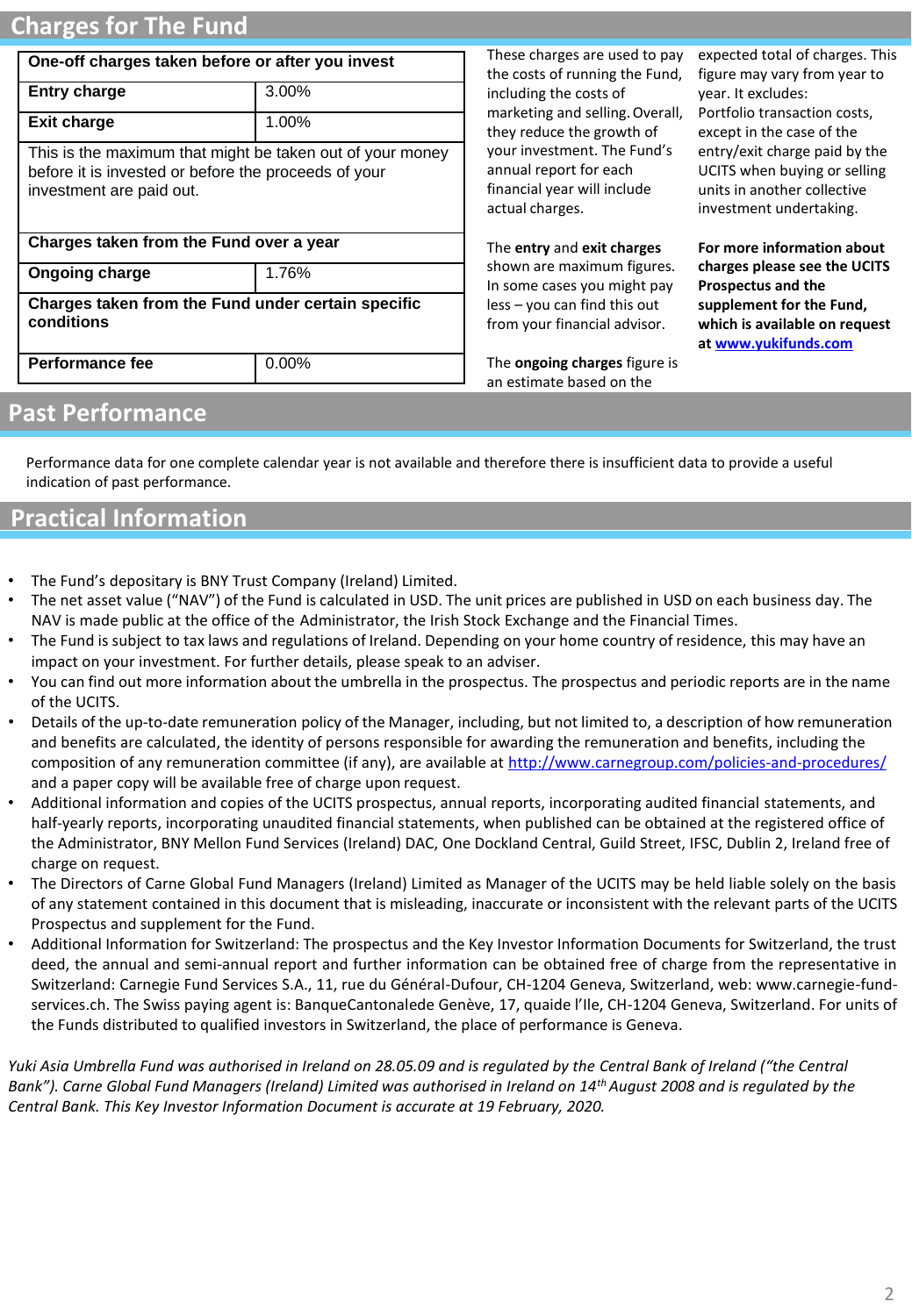## Charges for The Fund

| | |
|---|---|
| **One-off charges taken before or after you invest** | |
| **Entry charge** | 3.00% |
| **Exit charge** | 1.00% |
| This is the maximum that might be taken out of your money before it is invested or before the proceeds of your investment are paid out. | |
| **Charges taken from the Fund over a year** | |
| **Ongoing charge** | 1.76% |
| **Charges taken from the Fund under certain specific conditions** | |
| **Performance fee** | 0.00% |

These charges are used to pay the costs of running the Fund, including the costs of marketing and selling. Overall, they reduce the growth of your investment. The Fund's annual report for each financial year will include actual charges.

The **entry** and **exit charges** shown are maximum figures. In some cases you might pay less – you can find this out from your financial advisor.

The **ongoing charges** figure is an estimate based on the expected total of charges. This figure may vary from year to year. It excludes: Portfolio transaction costs, except in the case of the entry/exit charge paid by the UCITS when buying or selling units in another collective investment undertaking.

**For more information about charges please see the UCITS Prospectus and the supplement for the Fund, which is available on request at www.yukifunds.com**

## Past Performance

Performance data for one complete calendar year is not available and therefore there is insufficient data to provide a useful indication of past performance.

## Practical Information

- The Fund's depositary is BNY Trust Company (Ireland) Limited.
- The net asset value ("NAV") of the Fund is calculated in USD. The unit prices are published in USD on each business day. The NAV is made public at the office of the Administrator, the Irish Stock Exchange and the Financial Times.
- The Fund is subject to tax laws and regulations of Ireland. Depending on your home country of residence, this may have an impact on your investment. For further details, please speak to an adviser.
- You can find out more information about the umbrella in the prospectus. The prospectus and periodic reports are in the name of the UCITS.
- Details of the up-to-date remuneration policy of the Manager, including, but not limited to, a description of how remuneration and benefits are calculated, the identity of persons responsible for awarding the remuneration and benefits, including the composition of any remuneration committee (if any), are available at http://www.carnegroup.com/policies-and-procedures/ and a paper copy will be available free of charge upon request.
- Additional information and copies of the UCITS prospectus, annual reports, incorporating audited financial statements, and half-yearly reports, incorporating unaudited financial statements, when published can be obtained at the registered office of the Administrator, BNY Mellon Fund Services (Ireland) DAC, One Dockland Central, Guild Street, IFSC, Dublin 2, Ireland free of charge on request.
- The Directors of Carne Global Fund Managers (Ireland) Limited as Manager of the UCITS may be held liable solely on the basis of any statement contained in this document that is misleading, inaccurate or inconsistent with the relevant parts of the UCITS Prospectus and supplement for the Fund.
- Additional Information for Switzerland: The prospectus and the Key Investor Information Documents for Switzerland, the trust deed, the annual and semi-annual report and further information can be obtained free of charge from the representative in Switzerland: Carnegie Fund Services S.A., 11, rue du Général-Dufour, CH-1204 Geneva, Switzerland, web: www.carnegie-fund-services.ch. The Swiss paying agent is: BanqueCantonalede Genève, 17, quaide l'Ile, CH-1204 Geneva, Switzerland. For units of the Funds distributed to qualified investors in Switzerland, the place of performance is Geneva.

*Yuki Asia Umbrella Fund was authorised in Ireland on 28.05.09 and is regulated by the Central Bank of Ireland ("the Central Bank"). Carne Global Fund Managers (Ireland) Limited was authorised in Ireland on 14th August 2008 and is regulated by the Central Bank. This Key Investor Information Document is accurate at 19 February, 2020.*